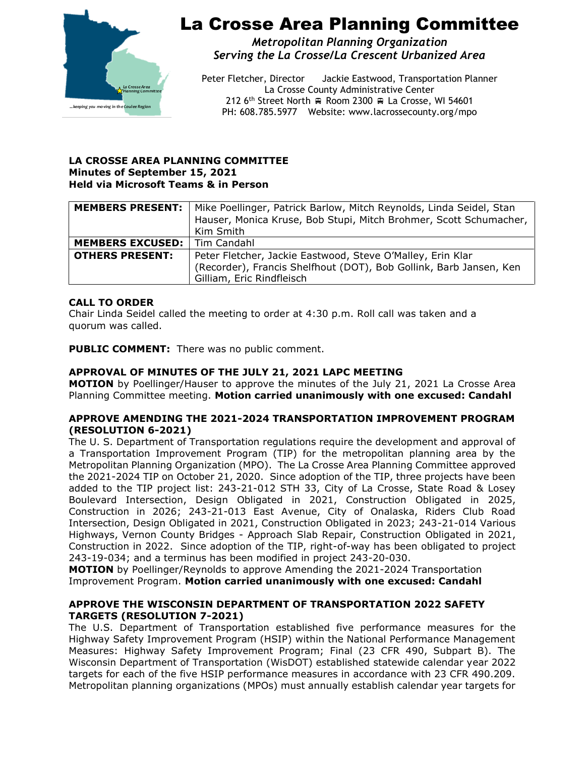# La Crosse Area Planning Committee

*Metropolitan Planning Organization*
*Serving the La Crosse/La Crescent Urbanized Area*

Peter Fletcher, Director Jackie Eastwood, Transportation Planner
La Crosse County Administrative Center
212 6th Street North Room 2300 La Crosse, WI 54601
PH: 608.785.5977 Website: www.lacrossecounty.org/mpo

**LA CROSSE AREA PLANNING COMMITTEE**
**Minutes of September 15, 2021**
**Held via Microsoft Teams & in Person**

| | |
|---|---|
| **MEMBERS PRESENT:** | Mike Poellinger, Patrick Barlow, Mitch Reynolds, Linda Seidel, Stan Hauser, Monica Kruse, Bob Stupi, Mitch Brohmer, Scott Schumacher, Kim Smith |
| **MEMBERS EXCUSED:** | Tim Candahl |
| **OTHERS PRESENT:** | Peter Fletcher, Jackie Eastwood, Steve O'Malley, Erin Klar (Recorder), Francis Shelfhout (DOT), Bob Gollink, Barb Jansen, Ken Gilliam, Eric Rindfleisch |

**CALL TO ORDER**

Chair Linda Seidel called the meeting to order at 4:30 p.m. Roll call was taken and a quorum was called.

**PUBLIC COMMENT:** There was no public comment.

**APPROVAL OF MINUTES OF THE JULY 21, 2021 LAPC MEETING**

**MOTION** by Poellinger/Hauser to approve the minutes of the July 21, 2021 La Crosse Area Planning Committee meeting. **Motion carried unanimously with one excused: Candahl**

**APPROVE AMENDING THE 2021-2024 TRANSPORTATION IMPROVEMENT PROGRAM (RESOLUTION 6-2021)**

The U. S. Department of Transportation regulations require the development and approval of a Transportation Improvement Program (TIP) for the metropolitan planning area by the Metropolitan Planning Organization (MPO). The La Crosse Area Planning Committee approved the 2021-2024 TIP on October 21, 2020. Since adoption of the TIP, three projects have been added to the TIP project list: 243-21-012 STH 33, City of La Crosse, State Road & Losey Boulevard Intersection, Design Obligated in 2021, Construction Obligated in 2025, Construction in 2026; 243-21-013 East Avenue, City of Onalaska, Riders Club Road Intersection, Design Obligated in 2021, Construction Obligated in 2023; 243-21-014 Various Highways, Vernon County Bridges - Approach Slab Repair, Construction Obligated in 2021, Construction in 2022. Since adoption of the TIP, right-of-way has been obligated to project 243-19-034; and a terminus has been modified in project 243-20-030.

**MOTION** by Poellinger/Reynolds to approve Amending the 2021-2024 Transportation Improvement Program. **Motion carried unanimously with one excused: Candahl**

**APPROVE THE WISCONSIN DEPARTMENT OF TRANSPORTATION 2022 SAFETY TARGETS (RESOLUTION 7-2021)**

The U.S. Department of Transportation established five performance measures for the Highway Safety Improvement Program (HSIP) within the National Performance Management Measures: Highway Safety Improvement Program; Final (23 CFR 490, Subpart B). The Wisconsin Department of Transportation (WisDOT) established statewide calendar year 2022 targets for each of the five HSIP performance measures in accordance with 23 CFR 490.209. Metropolitan planning organizations (MPOs) must annually establish calendar year targets for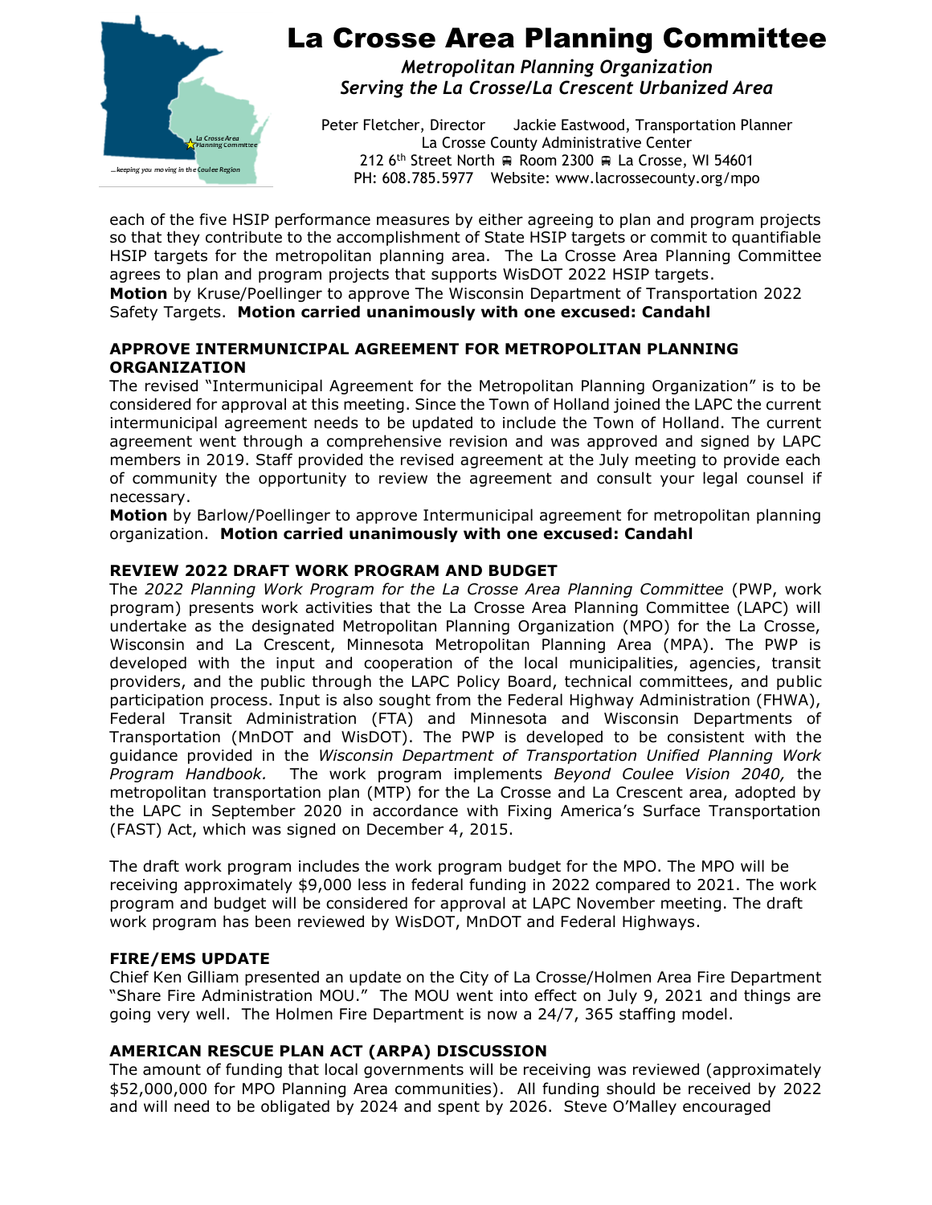each of the five HSIP performance measures by either agreeing to plan and program projects so that they contribute to the accomplishment of State HSIP targets or commit to quantifiable HSIP targets for the metropolitan planning area. The La Crosse Area Planning Committee agrees to plan and program projects that supports WisDOT 2022 HSIP targets.
**Motion** by Kruse/Poellinger to approve The Wisconsin Department of Transportation 2022 Safety Targets. **Motion carried unanimously with one excused: Candahl**

### APPROVE INTERMUNICIPAL AGREEMENT FOR METROPOLITAN PLANNING ORGANIZATION

The revised "Intermunicipal Agreement for the Metropolitan Planning Organization" is to be considered for approval at this meeting. Since the Town of Holland joined the LAPC the current intermunicipal agreement needs to be updated to include the Town of Holland. The current agreement went through a comprehensive revision and was approved and signed by LAPC members in 2019. Staff provided the revised agreement at the July meeting to provide each of community the opportunity to review the agreement and consult your legal counsel if necessary.
**Motion** by Barlow/Poellinger to approve Intermunicipal agreement for metropolitan planning organization. **Motion carried unanimously with one excused: Candahl**

### REVIEW 2022 DRAFT WORK PROGRAM AND BUDGET

The *2022 Planning Work Program for the La Crosse Area Planning Committee* (PWP, work program) presents work activities that the La Crosse Area Planning Committee (LAPC) will undertake as the designated Metropolitan Planning Organization (MPO) for the La Crosse, Wisconsin and La Crescent, Minnesota Metropolitan Planning Area (MPA). The PWP is developed with the input and cooperation of the local municipalities, agencies, transit providers, and the public through the LAPC Policy Board, technical committees, and public participation process. Input is also sought from the Federal Highway Administration (FHWA), Federal Transit Administration (FTA) and Minnesota and Wisconsin Departments of Transportation (MnDOT and WisDOT). The PWP is developed to be consistent with the guidance provided in the *Wisconsin Department of Transportation Unified Planning Work Program Handbook.* The work program implements *Beyond Coulee Vision 2040,* the metropolitan transportation plan (MTP) for the La Crosse and La Crescent area, adopted by the LAPC in September 2020 in accordance with Fixing America's Surface Transportation (FAST) Act, which was signed on December 4, 2015.

The draft work program includes the work program budget for the MPO. The MPO will be receiving approximately $9,000 less in federal funding in 2022 compared to 2021. The work program and budget will be considered for approval at LAPC November meeting. The draft work program has been reviewed by WisDOT, MnDOT and Federal Highways.

### FIRE/EMS UPDATE

Chief Ken Gilliam presented an update on the City of La Crosse/Holmen Area Fire Department "Share Fire Administration MOU." The MOU went into effect on July 9, 2021 and things are going very well. The Holmen Fire Department is now a 24/7, 365 staffing model.

### AMERICAN RESCUE PLAN ACT (ARPA) DISCUSSION

The amount of funding that local governments will be receiving was reviewed (approximately $52,000,000 for MPO Planning Area communities). All funding should be received by 2022 and will need to be obligated by 2024 and spent by 2026. Steve O'Malley encouraged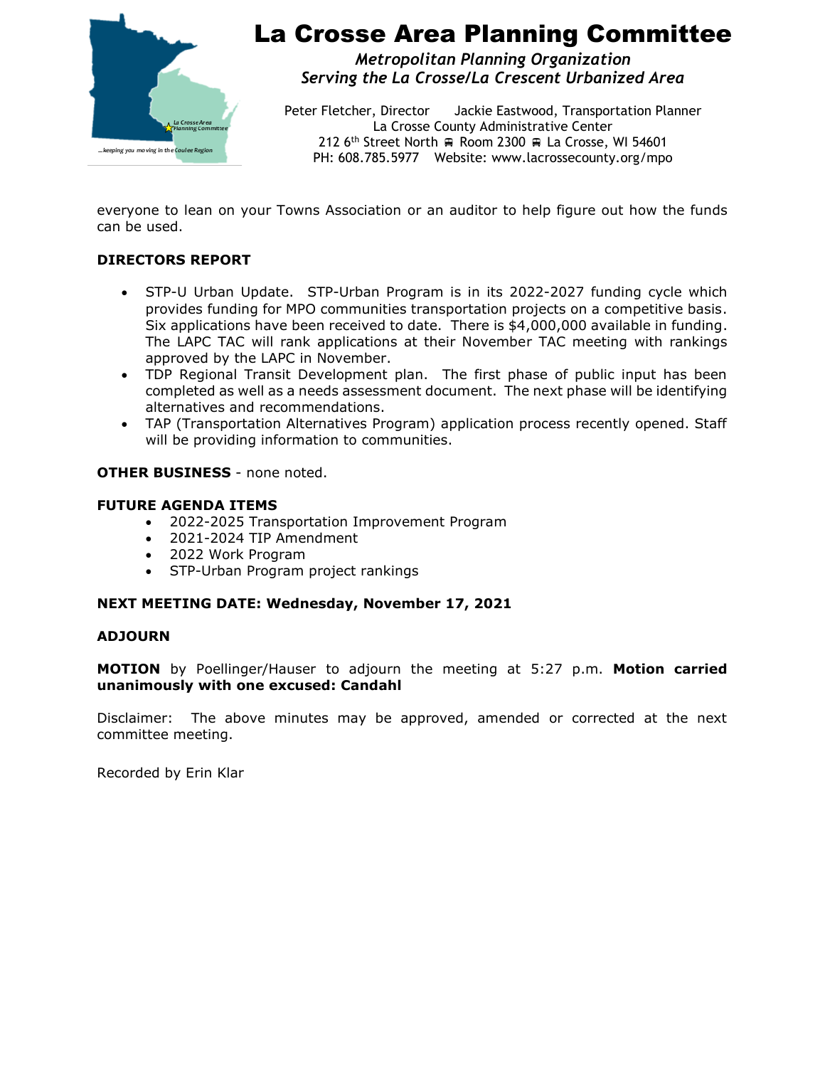everyone to lean on your Towns Association or an auditor to help figure out how the funds can be used.

**DIRECTORS REPORT**

- STP-U Urban Update. STP-Urban Program is in its 2022-2027 funding cycle which provides funding for MPO communities transportation projects on a competitive basis. Six applications have been received to date. There is $4,000,000 available in funding. The LAPC TAC will rank applications at their November TAC meeting with rankings approved by the LAPC in November.
- TDP Regional Transit Development plan. The first phase of public input has been completed as well as a needs assessment document. The next phase will be identifying alternatives and recommendations.
- TAP (Transportation Alternatives Program) application process recently opened. Staff will be providing information to communities.

**OTHER BUSINESS** - none noted.

**FUTURE AGENDA ITEMS**

- 2022-2025 Transportation Improvement Program
- 2021-2024 TIP Amendment
- 2022 Work Program
- STP-Urban Program project rankings

**NEXT MEETING DATE: Wednesday, November 17, 2021**

**ADJOURN**

**MOTION** by Poellinger/Hauser to adjourn the meeting at 5:27 p.m. **Motion carried unanimously with one excused: Candahl**

Disclaimer: The above minutes may be approved, amended or corrected at the next committee meeting.

Recorded by Erin Klar